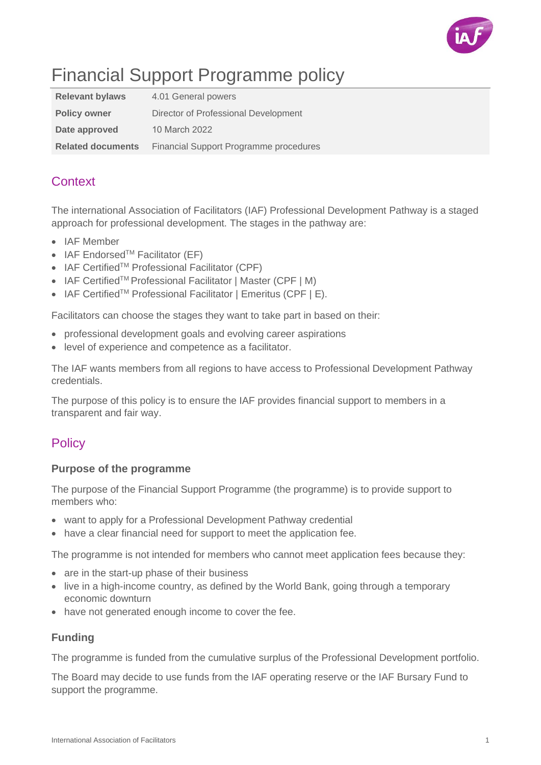# Financial Support Programme policy

| Relevant bylaws | 4.01 General powers |
|---|---|
| Policy owner | Director of Professional Development |
| Date approved | 10 March 2022 |
| Related documents | Financial Support Programme procedures |

## Context

The international Association of Facilitators (IAF) Professional Development Pathway is a staged approach for professional development. The stages in the pathway are:

- IAF Member
- IAF Endorsed™ Facilitator (EF)
- IAF Certified™ Professional Facilitator (CPF)
- IAF Certified™ Professional Facilitator | Master (CPF | M)
- IAF Certified™ Professional Facilitator | Emeritus (CPF | E).

Facilitators can choose the stages they want to take part in based on their:

- professional development goals and evolving career aspirations
- level of experience and competence as a facilitator.

The IAF wants members from all regions to have access to Professional Development Pathway credentials.

The purpose of this policy is to ensure the IAF provides financial support to members in a transparent and fair way.

## Policy

### Purpose of the programme

The purpose of the Financial Support Programme (the programme) is to provide support to members who:

- want to apply for a Professional Development Pathway credential
- have a clear financial need for support to meet the application fee.

The programme is not intended for members who cannot meet application fees because they:

- are in the start-up phase of their business
- live in a high-income country, as defined by the World Bank, going through a temporary economic downturn
- have not generated enough income to cover the fee.

### Funding

The programme is funded from the cumulative surplus of the Professional Development portfolio.

The Board may decide to use funds from the IAF operating reserve or the IAF Bursary Fund to support the programme.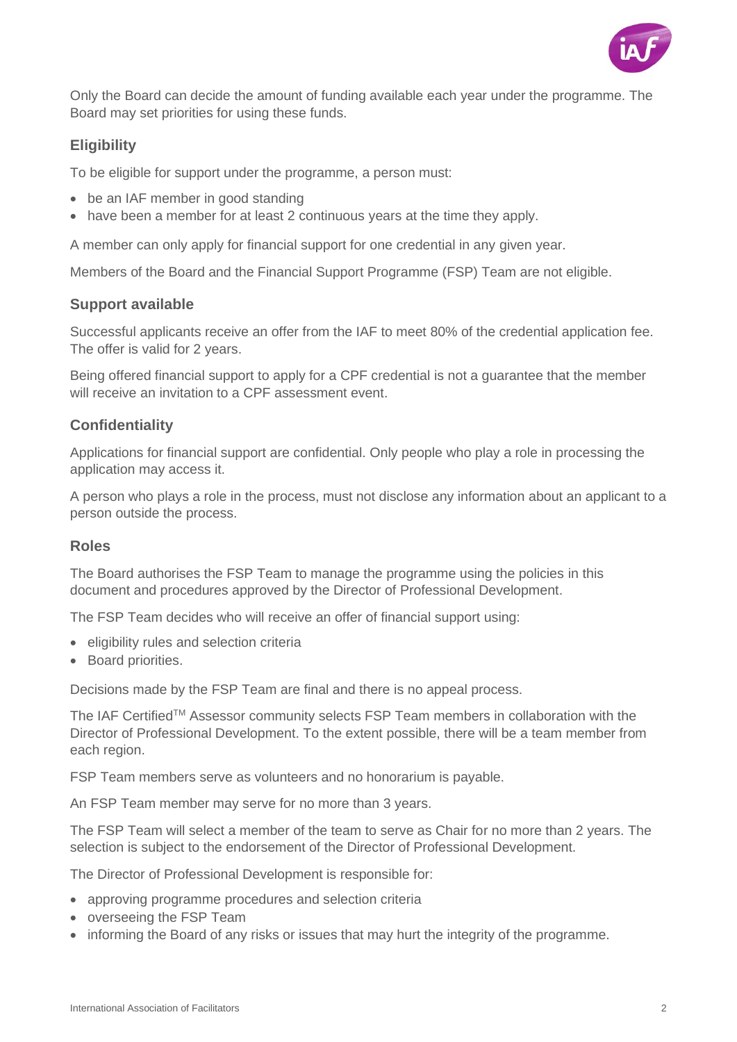Only the Board can decide the amount of funding available each year under the programme. The Board may set priorities for using these funds.

### Eligibility

To be eligible for support under the programme, a person must:

- be an IAF member in good standing
- have been a member for at least 2 continuous years at the time they apply.

A member can only apply for financial support for one credential in any given year.

Members of the Board and the Financial Support Programme (FSP) Team are not eligible.

### Support available

Successful applicants receive an offer from the IAF to meet 80% of the credential application fee. The offer is valid for 2 years.

Being offered financial support to apply for a CPF credential is not a guarantee that the member will receive an invitation to a CPF assessment event.

### Confidentiality

Applications for financial support are confidential. Only people who play a role in processing the application may access it.

A person who plays a role in the process, must not disclose any information about an applicant to a person outside the process.

### Roles

The Board authorises the FSP Team to manage the programme using the policies in this document and procedures approved by the Director of Professional Development.

The FSP Team decides who will receive an offer of financial support using:

- eligibility rules and selection criteria
- Board priorities.

Decisions made by the FSP Team are final and there is no appeal process.

The IAF Certified™ Assessor community selects FSP Team members in collaboration with the Director of Professional Development. To the extent possible, there will be a team member from each region.

FSP Team members serve as volunteers and no honorarium is payable.

An FSP Team member may serve for no more than 3 years.

The FSP Team will select a member of the team to serve as Chair for no more than 2 years. The selection is subject to the endorsement of the Director of Professional Development.

The Director of Professional Development is responsible for:

- approving programme procedures and selection criteria
- overseeing the FSP Team
- informing the Board of any risks or issues that may hurt the integrity of the programme.